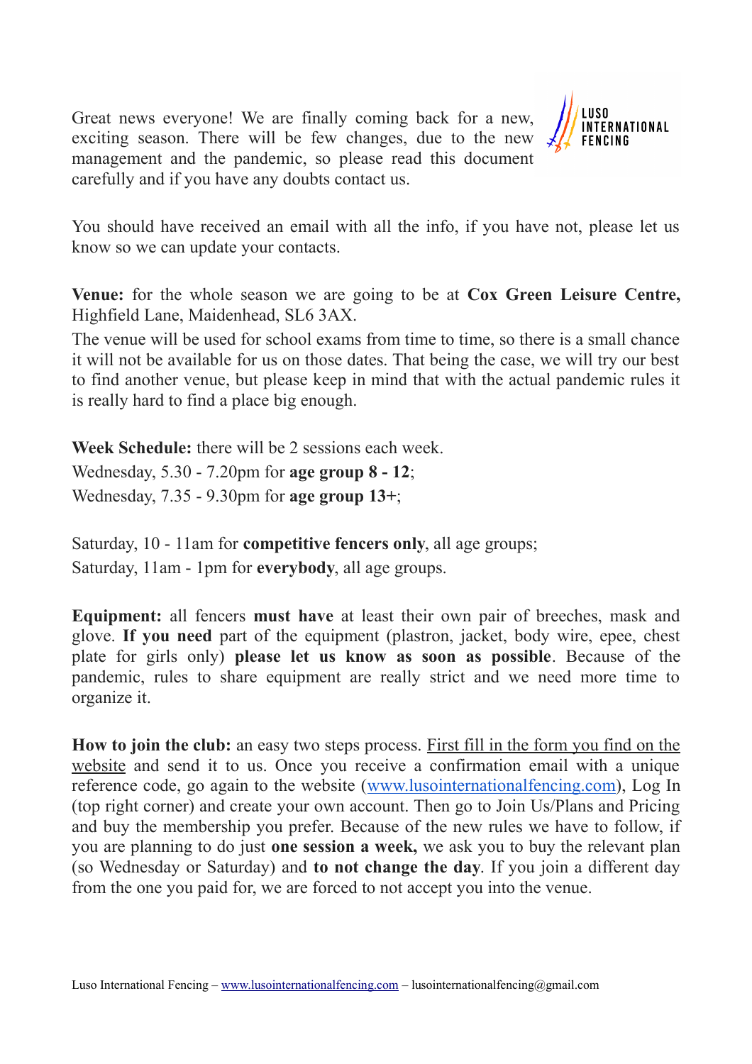Great news everyone! We are finally coming back for a new, exciting season. There will be few changes, due to the new management and the pandemic, so please read this document carefully and if you have any doubts contact us.

You should have received an email with all the info, if you have not, please let us know so we can update your contacts.

**Venue:** for the whole season we are going to be at **Cox Green Leisure Centre,** Highfield Lane, Maidenhead, SL6 3AX.
The venue will be used for school exams from time to time, so there is a small chance it will not be available for us on those dates. That being the case, we will try our best to find another venue, but please keep in mind that with the actual pandemic rules it is really hard to find a place big enough.

**Week Schedule:** there will be 2 sessions each week.
Wednesday, 5.30 - 7.20pm for **age group 8 - 12**;
Wednesday, 7.35 - 9.30pm for **age group 13+**;

Saturday, 10 - 11am for **competitive fencers only**, all age groups;
Saturday, 11am - 1pm for **everybody**, all age groups.

**Equipment:** all fencers **must have** at least their own pair of breeches, mask and glove. **If you need** part of the equipment (plastron, jacket, body wire, epee, chest plate for girls only) **please let us know as soon as possible**. Because of the pandemic, rules to share equipment are really strict and we need more time to organize it.

**How to join the club:** an easy two steps process. First fill in the form you find on the website and send it to us. Once you receive a confirmation email with a unique reference code, go again to the website (www.lusointernationalfencing.com), Log In (top right corner) and create your own account. Then go to Join Us/Plans and Pricing and buy the membership you prefer. Because of the new rules we have to follow, if you are planning to do just **one session a week,** we ask you to buy the relevant plan (so Wednesday or Saturday) and **to not change the day**. If you join a different day from the one you paid for, we are forced to not accept you into the venue.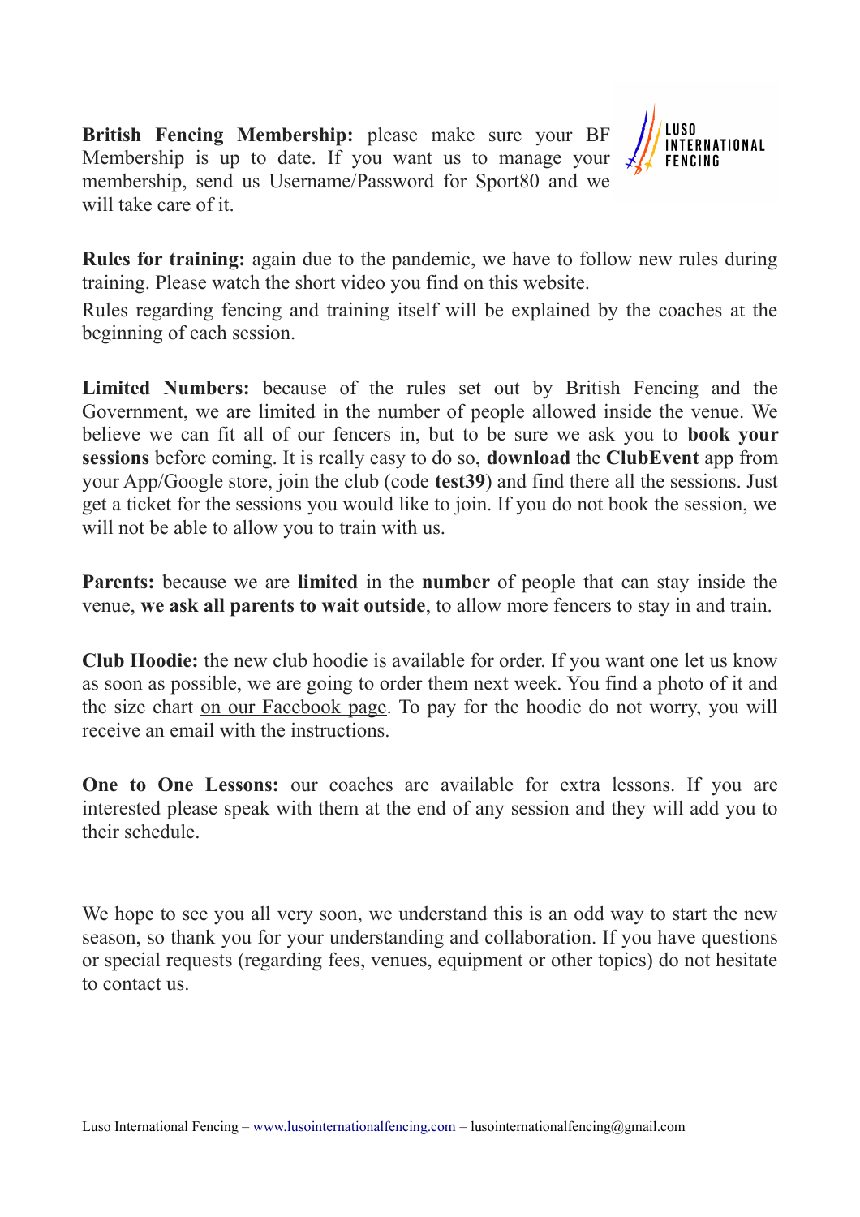**British Fencing Membership:** please make sure your BF Membership is up to date. If you want us to manage your membership, send us Username/Password for Sport80 and we will take care of it.

**Rules for training:** again due to the pandemic, we have to follow new rules during training. Please watch the short video you find on this website.

Rules regarding fencing and training itself will be explained by the coaches at the beginning of each session.

**Limited Numbers:** because of the rules set out by British Fencing and the Government, we are limited in the number of people allowed inside the venue. We believe we can fit all of our fencers in, but to be sure we ask you to **book your sessions** before coming. It is really easy to do so, **download** the **ClubEvent** app from your App/Google store, join the club (code **test39**) and find there all the sessions. Just get a ticket for the sessions you would like to join. If you do not book the session, we will not be able to allow you to train with us.

**Parents:** because we are **limited** in the **number** of people that can stay inside the venue, **we ask all parents to wait outside**, to allow more fencers to stay in and train.

**Club Hoodie:** the new club hoodie is available for order. If you want one let us know as soon as possible, we are going to order them next week. You find a photo of it and the size chart on our Facebook page. To pay for the hoodie do not worry, you will receive an email with the instructions.

**One to One Lessons:** our coaches are available for extra lessons. If you are interested please speak with them at the end of any session and they will add you to their schedule.

We hope to see you all very soon, we understand this is an odd way to start the new season, so thank you for your understanding and collaboration. If you have questions or special requests (regarding fees, venues, equipment or other topics) do not hesitate to contact us.

Luso International Fencing – www.lusointernationalfencing.com – lusointernationalfencing@gmail.com